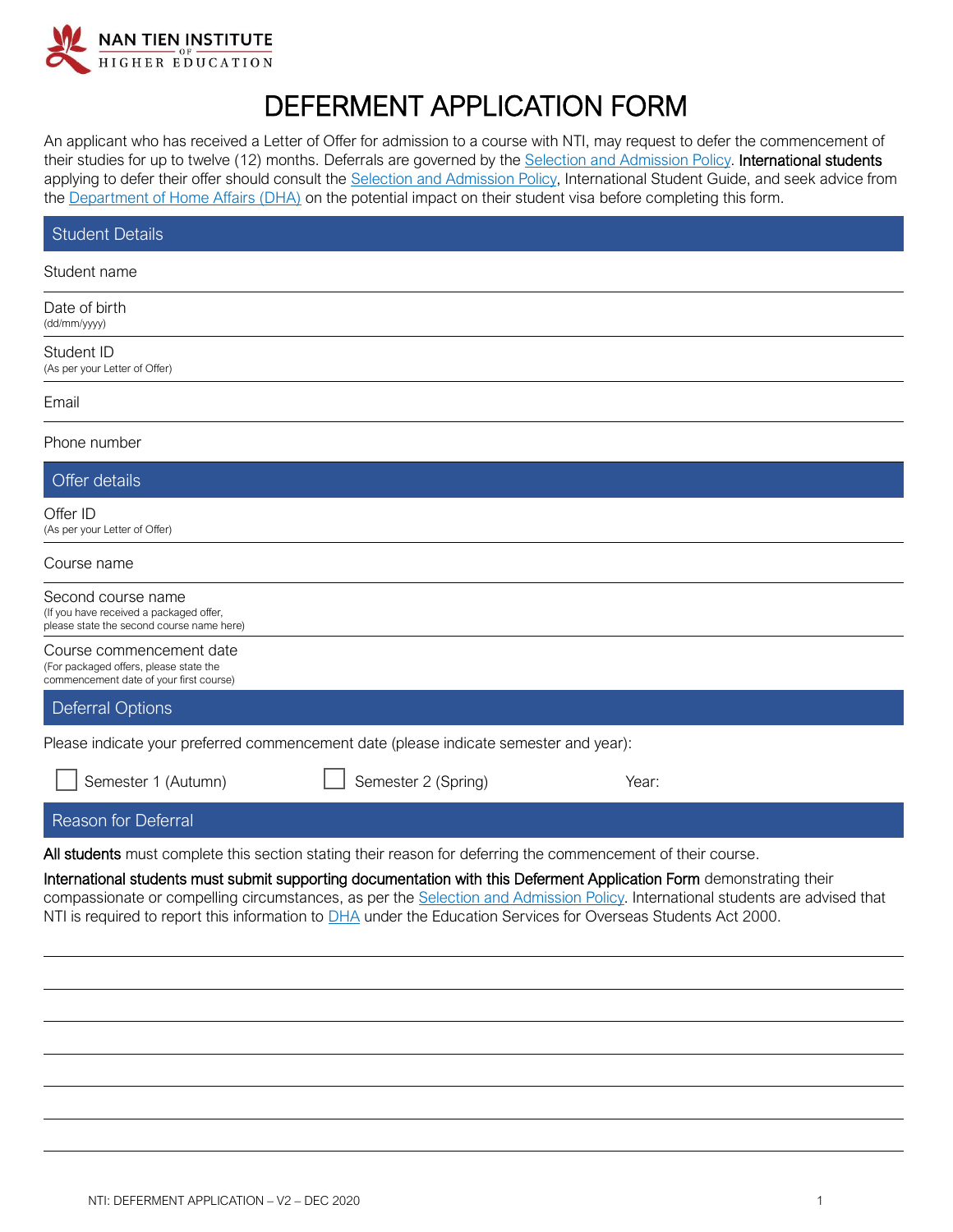NAN TIEN INSTITUTE OF HIGHER EDUCATION

# DEFERMENT APPLICATION FORM

An applicant who has received a Letter of Offer for admission to a course with NTI, may request to defer the commencement of their studies for up to twelve (12) months. Deferrals are governed by the Selection and Admission Policy. **International students** applying to defer their offer should consult the Selection and Admission Policy, International Student Guide, and seek advice from the Department of Home Affairs (DHA) on the potential impact on their student visa before completing this form.

## Student Details

| | |
|---|---|
| Student name | |
| Date of birth<br>(dd/mm/yyyy) | |
| Student ID<br>(As per your Letter of Offer) | |
| Email | |
| Phone number | |

## Offer details

| | |
|---|---|
| Offer ID<br>(As per your Letter of Offer) | |
| Course name | |
| Second course name<br>(If you have received a packaged offer, please state the second course name here) | |
| Course commencement date<br>(For packaged offers, please state the commencement date of your first course) | |

## Deferral Options

Please indicate your preferred commencement date (please indicate semester and year):

☐ Semester 1 (Autumn) ☐ Semester 2 (Spring) Year:

## Reason for Deferral

**All students** must complete this section stating their reason for deferring the commencement of their course.

**International students must submit supporting documentation with this Deferment Application Form** demonstrating their compassionate or compelling circumstances, as per the Selection and Admission Policy. International students are advised that NTI is required to report this information to DHA under the Education Services for Overseas Students Act 2000.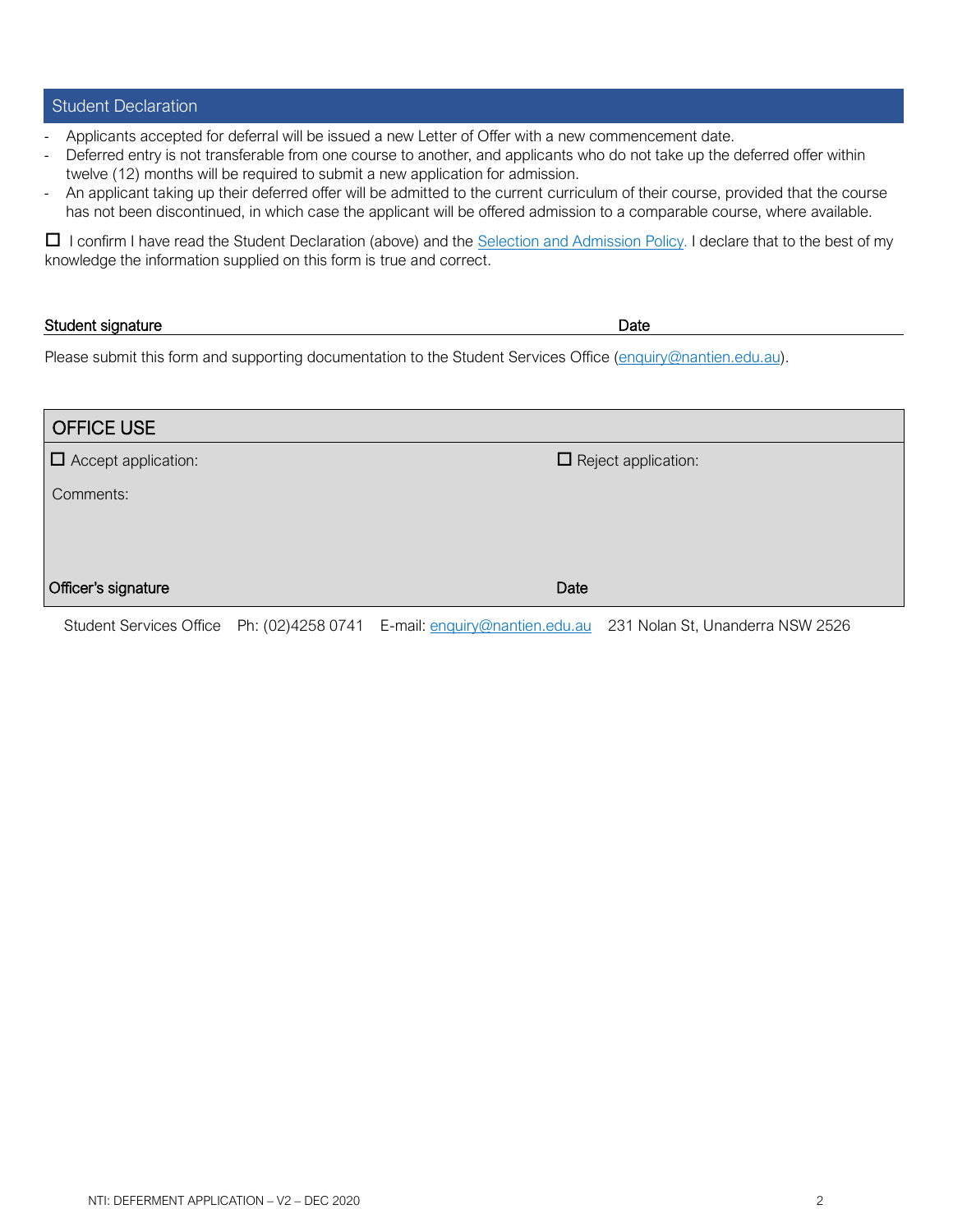## Student Declaration

- Applicants accepted for deferral will be issued a new Letter of Offer with a new commencement date.
- Deferred entry is not transferable from one course to another, and applicants who do not take up the deferred offer within twelve (12) months will be required to submit a new application for admission.
- An applicant taking up their deferred offer will be admitted to the current curriculum of their course, provided that the course has not been discontinued, in which case the applicant will be offered admission to a comparable course, where available.

☐ I confirm I have read the Student Declaration (above) and the Selection and Admission Policy. I declare that to the best of my knowledge the information supplied on this form is true and correct.

**Student signature** **Date**

Please submit this form and supporting documentation to the Student Services Office (enquiry@nantien.edu.au).

## OFFICE USE

☐ Accept application: ☐ Reject application:

Comments:

**Officer's signature** **Date**

Student Services Office Ph: (02)4258 0741 E-mail: enquiry@nantien.edu.au 231 Nolan St, Unanderra NSW 2526